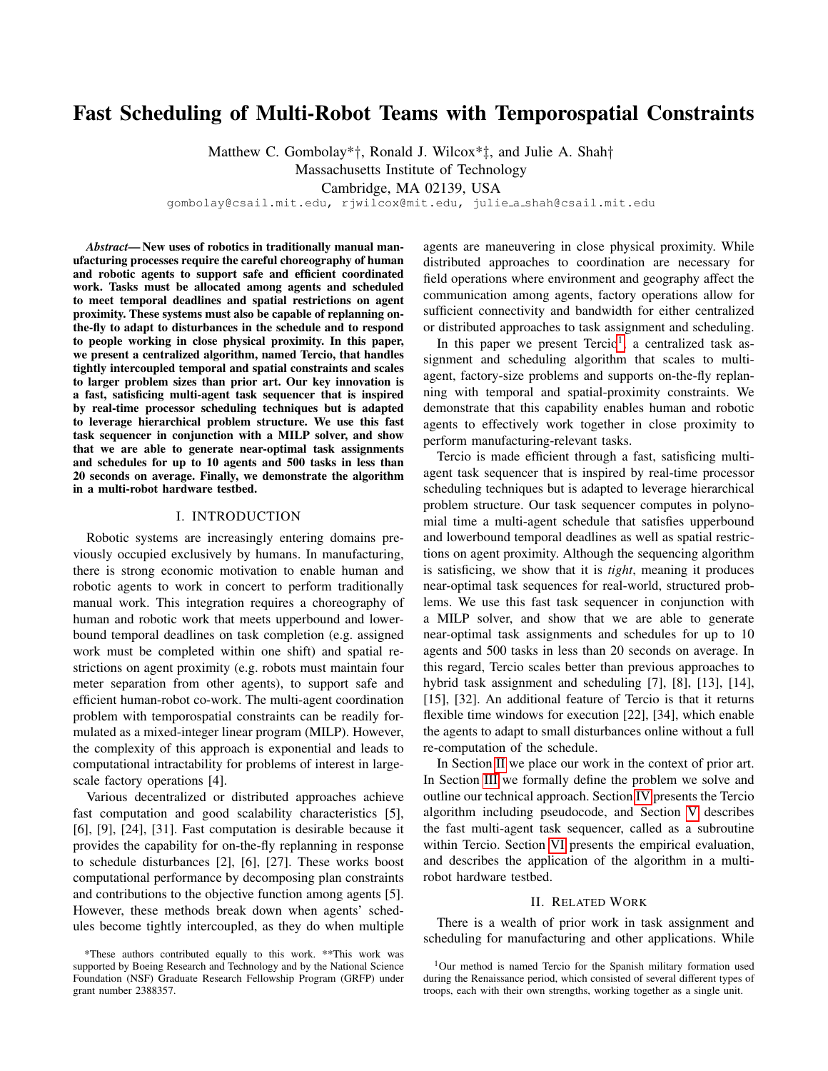# Fast Scheduling of Multi-Robot Teams with Temporospatial Constraints

Matthew C. Gombolay*†, Ronald J. Wilcox*‡, and Julie A. Shah†
Massachusetts Institute of Technology
Cambridge, MA 02139, USA
gombolay@csail.mit.edu, rjwilcox@mit.edu, julie_a_shah@csail.mit.edu

***Abstract*— New uses of robotics in traditionally manual manufacturing processes require the careful choreography of human and robotic agents to support safe and efficient coordinated work. Tasks must be allocated among agents and scheduled to meet temporal deadlines and spatial restrictions on agent proximity. These systems must also be capable of replanning on-the-fly to adapt to disturbances in the schedule and to respond to people working in close physical proximity. In this paper, we present a centralized algorithm, named Tercio, that handles tightly intercoupled temporal and spatial constraints and scales to larger problem sizes than prior art. Our key innovation is a fast, satisficing multi-agent task sequencer that is inspired by real-time processor scheduling techniques but is adapted to leverage hierarchical problem structure. We use this fast task sequencer in conjunction with a MILP solver, and show that we are able to generate near-optimal task assignments and schedules for up to 10 agents and 500 tasks in less than 20 seconds on average. Finally, we demonstrate the algorithm in a multi-robot hardware testbed.**

## I. INTRODUCTION

Robotic systems are increasingly entering domains previously occupied exclusively by humans. In manufacturing, there is strong economic motivation to enable human and robotic agents to work in concert to perform traditionally manual work. This integration requires a choreography of human and robotic work that meets upperbound and lowerbound temporal deadlines on task completion (e.g. assigned work must be completed within one shift) and spatial restrictions on agent proximity (e.g. robots must maintain four meter separation from other agents), to support safe and efficient human-robot co-work. The multi-agent coordination problem with temporospatial constraints can be readily formulated as a mixed-integer linear program (MILP). However, the complexity of this approach is exponential and leads to computational intractability for problems of interest in large-scale factory operations [4].

Various decentralized or distributed approaches achieve fast computation and good scalability characteristics [5], [6], [9], [24], [31]. Fast computation is desirable because it provides the capability for on-the-fly replanning in response to schedule disturbances [2], [6], [27]. These works boost computational performance by decomposing plan constraints and contributions to the objective function among agents [5]. However, these methods break down when agents' schedules become tightly intercoupled, as they do when multiple agents are maneuvering in close physical proximity. While distributed approaches to coordination are necessary for field operations where environment and geography affect the communication among agents, factory operations allow for sufficient connectivity and bandwidth for either centralized or distributed approaches to task assignment and scheduling.

In this paper we present Tercio[1], a centralized task assignment and scheduling algorithm that scales to multi-agent, factory-size problems and supports on-the-fly replanning with temporal and spatial-proximity constraints. We demonstrate that this capability enables human and robotic agents to effectively work together in close proximity to perform manufacturing-relevant tasks.

Tercio is made efficient through a fast, satisficing multi-agent task sequencer that is inspired by real-time processor scheduling techniques but is adapted to leverage hierarchical problem structure. Our task sequencer computes in polynomial time a multi-agent schedule that satisfies upperbound and lowerbound temporal deadlines as well as spatial restrictions on agent proximity. Although the sequencing algorithm is satisficing, we show that it is *tight*, meaning it produces near-optimal task sequences for real-world, structured problems. We use this fast task sequencer in conjunction with a MILP solver, and show that we are able to generate near-optimal task assignments and schedules for up to 10 agents and 500 tasks in less than 20 seconds on average. In this regard, Tercio scales better than previous approaches to hybrid task assignment and scheduling [7], [8], [13], [14], [15], [32]. An additional feature of Tercio is that it returns flexible time windows for execution [22], [34], which enable the agents to adapt to small disturbances online without a full re-computation of the schedule.

In Section II we place our work in the context of prior art. In Section III we formally define the problem we solve and outline our technical approach. Section IV presents the Tercio algorithm including pseudocode, and Section V describes the fast multi-agent task sequencer, called as a subroutine within Tercio. Section VI presents the empirical evaluation, and describes the application of the algorithm in a multi-robot hardware testbed.

## II. RELATED WORK

There is a wealth of prior work in task assignment and scheduling for manufacturing and other applications. While

*These authors contributed equally to this work. **This work was supported by Boeing Research and Technology and by the National Science Foundation (NSF) Graduate Research Fellowship Program (GRFP) under grant number 2388357.

[1] Our method is named Tercio for the Spanish military formation used during the Renaissance period, which consisted of several different types of troops, each with their own strengths, working together as a single unit.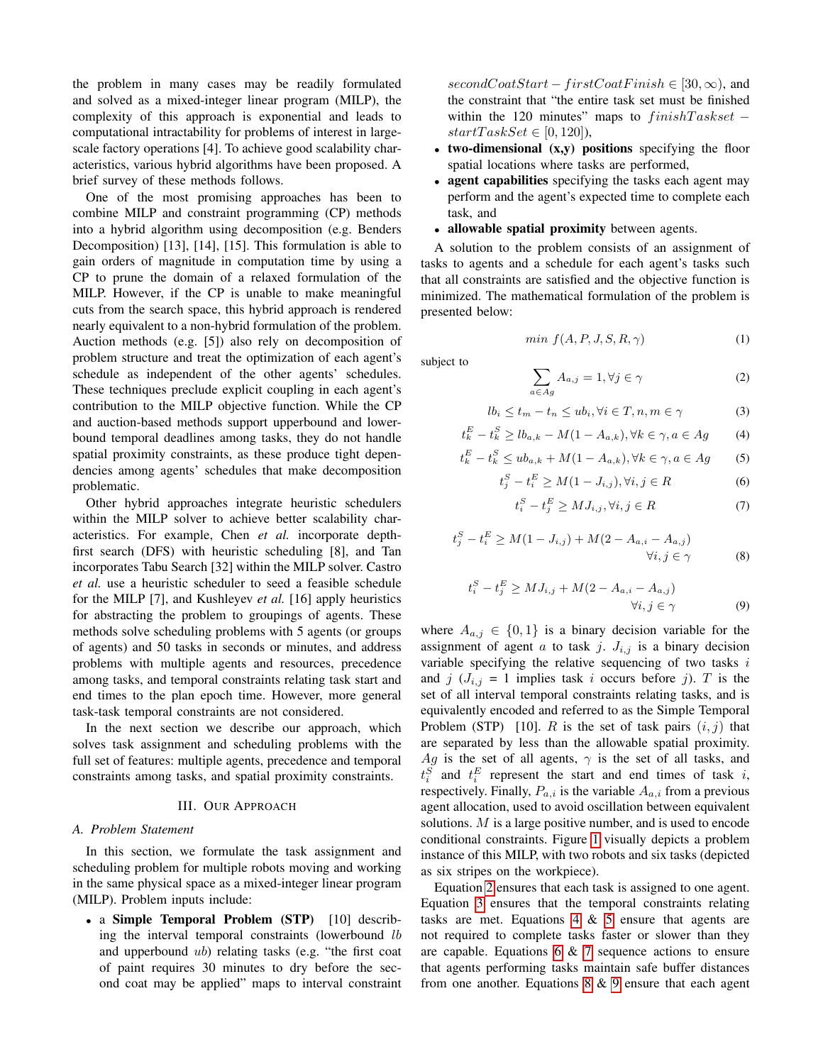the problem in many cases may be readily formulated and solved as a mixed-integer linear program (MILP), the complexity of this approach is exponential and leads to computational intractability for problems of interest in large-scale factory operations [4]. To achieve good scalability characteristics, various hybrid algorithms have been proposed. A brief survey of these methods follows.

One of the most promising approaches has been to combine MILP and constraint programming (CP) methods into a hybrid algorithm using decomposition (e.g. Benders Decomposition) [13], [14], [15]. This formulation is able to gain orders of magnitude in computation time by using a CP to prune the domain of a relaxed formulation of the MILP. However, if the CP is unable to make meaningful cuts from the search space, this hybrid approach is rendered nearly equivalent to a non-hybrid formulation of the problem. Auction methods (e.g. [5]) also rely on decomposition of problem structure and treat the optimization of each agent's schedule as independent of the other agents' schedules. These techniques preclude explicit coupling in each agent's contribution to the MILP objective function. While the CP and auction-based methods support upperbound and lower-bound temporal deadlines among tasks, they do not handle spatial proximity constraints, as these produce tight dependencies among agents' schedules that make decomposition problematic.

Other hybrid approaches integrate heuristic schedulers within the MILP solver to achieve better scalability characteristics. For example, Chen *et al.* incorporate depth-first search (DFS) with heuristic scheduling [8], and Tan incorporates Tabu Search [32] within the MILP solver. Castro *et al.* use a heuristic scheduler to seed a feasible schedule for the MILP [7], and Kushleyev *et al.* [16] apply heuristics for abstracting the problem to groupings of agents. These methods solve scheduling problems with 5 agents (or groups of agents) and 50 tasks in seconds or minutes, and address problems with multiple agents and resources, precedence among tasks, and temporal constraints relating task start and end times to the plan epoch time. However, more general task-task temporal constraints are not considered.

In the next section we describe our approach, which solves task assignment and scheduling problems with the full set of features: multiple agents, precedence and temporal constraints among tasks, and spatial proximity constraints.

## III. Our Approach

### A. Problem Statement

In this section, we formulate the task assignment and scheduling problem for multiple robots moving and working in the same physical space as a mixed-integer linear program (MILP). Problem inputs include:

- a **Simple Temporal Problem (STP)** [10] describing the interval temporal constraints (lowerbound $lb$ and upperbound $ub$) relating tasks (e.g. "the first coat of paint requires 30 minutes to dry before the second coat may be applied" maps to interval constraint $secondCoatStart - firstCoatFinish \in [30, \infty)$, and the constraint that "the entire task set must be finished within the 120 minutes" maps to $finishTaskset - startTaskSet \in [0, 120]$),
- **two-dimensional (x,y) positions** specifying the floor spatial locations where tasks are performed,
- **agent capabilities** specifying the tasks each agent may perform and the agent's expected time to complete each task, and
- **allowable spatial proximity** between agents.

A solution to the problem consists of an assignment of tasks to agents and a schedule for each agent's tasks such that all constraints are satisfied and the objective function is minimized. The mathematical formulation of the problem is presented below:

$$min\ f(A, P, J, S, R, \gamma) \tag{1}$$

subject to

$$\sum_{a \in Ag} A_{a,j} = 1, \forall j \in \gamma \tag{2}$$

$$lb_i \leq t_m - t_n \leq ub_i, \forall i \in T, n, m \in \gamma \tag{3}$$

$$t_k^E - t_k^S \geq lb_{a,k} - M(1 - A_{a,k}), \forall k \in \gamma, a \in Ag \tag{4}$$

$$t_k^E - t_k^S \leq ub_{a,k} + M(1 - A_{a,k}), \forall k \in \gamma, a \in Ag \tag{5}$$

$$t_j^S - t_i^E \geq M(1 - J_{i,j}), \forall i, j \in R \tag{6}$$

$$t_i^S - t_j^E \geq M J_{i,j}, \forall i, j \in R \tag{7}$$

$$t_j^S - t_i^E \geq M(1 - J_{i,j}) + M(2 - A_{a,i} - A_{a,j}) \quad \forall i, j \in \gamma \tag{8}$$

$$t_i^S - t_j^E \geq M J_{i,j} + M(2 - A_{a,i} - A_{a,j}) \quad \forall i, j \in \gamma \tag{9}$$

where $A_{a,j} \in \{0, 1\}$ is a binary decision variable for the assignment of agent $a$ to task $j$. $J_{i,j}$ is a binary decision variable specifying the relative sequencing of two tasks $i$ and $j$ ($J_{i,j}$ = 1 implies task $i$ occurs before $j$). $T$ is the set of all interval temporal constraints relating tasks, and is equivalently encoded and referred to as the Simple Temporal Problem (STP) [10]. $R$ is the set of task pairs $(i, j)$ that are separated by less than the allowable spatial proximity. $Ag$ is the set of all agents, $\gamma$ is the set of all tasks, and $t_i^S$ and $t_i^E$ represent the start and end times of task $i$, respectively. Finally, $P_{a,i}$ is the variable $A_{a,i}$ from a previous agent allocation, used to avoid oscillation between equivalent solutions. $M$ is a large positive number, and is used to encode conditional constraints. Figure 1 visually depicts a problem instance of this MILP, with two robots and six tasks (depicted as six stripes on the workpiece).

Equation 2 ensures that each task is assigned to one agent. Equation 3 ensures that the temporal constraints relating tasks are met. Equations 4 & 5 ensure that agents are not required to complete tasks faster or slower than they are capable. Equations 6 & 7 sequence actions to ensure that agents performing tasks maintain safe buffer distances from one another. Equations 8 & 9 ensure that each agent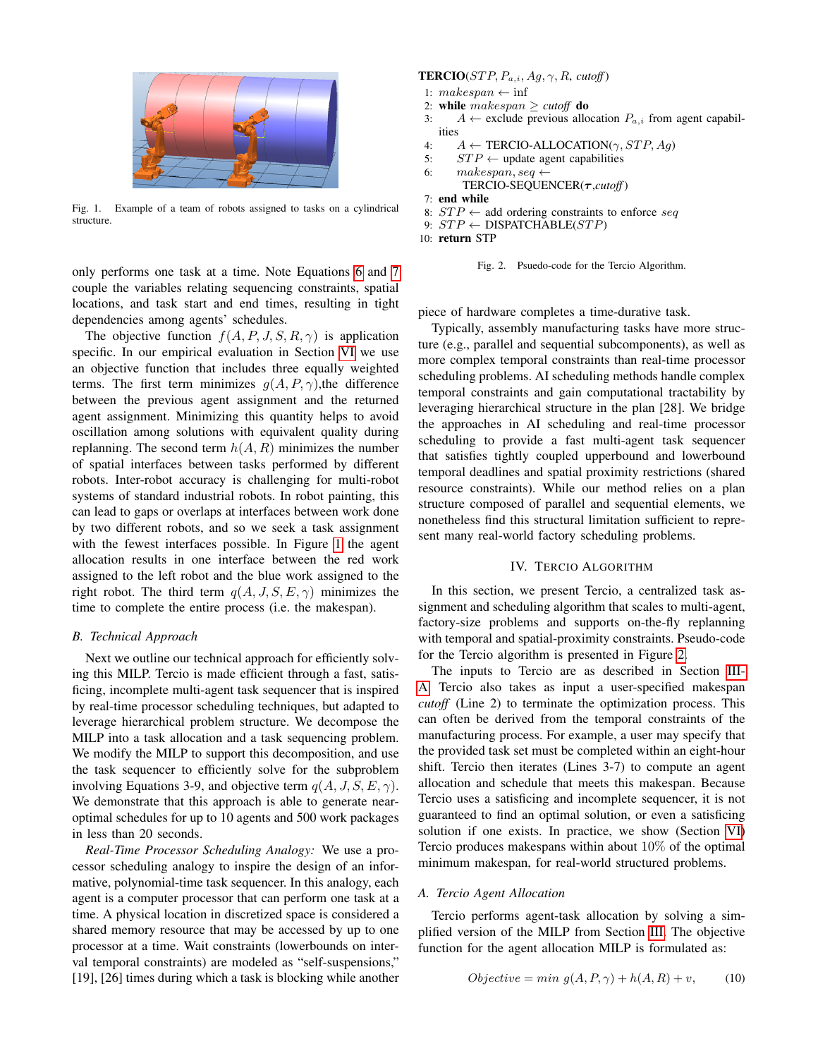Fig. 1. Example of a team of robots assigned to tasks on a cylindrical structure.

only performs one task at a time. Note Equations 6 and 7 couple the variables relating sequencing constraints, spatial locations, and task start and end times, resulting in tight dependencies among agents' schedules.

The objective function $f(A, P, J, S, R, \gamma)$ is application specific. In our empirical evaluation in Section VI we use an objective function that includes three equally weighted terms. The first term minimizes $g(A, P, \gamma)$,the difference between the previous agent assignment and the returned agent assignment. Minimizing this quantity helps to avoid oscillation among solutions with equivalent quality during replanning. The second term $h(A, R)$ minimizes the number of spatial interfaces between tasks performed by different robots. Inter-robot accuracy is challenging for multi-robot systems of standard industrial robots. In robot painting, this can lead to gaps or overlaps at interfaces between work done by two different robots, and so we seek a task assignment with the fewest interfaces possible. In Figure 1 the agent allocation results in one interface between the red work assigned to the left robot and the blue work assigned to the right robot. The third term $q(A, J, S, E, \gamma)$ minimizes the time to complete the entire process (i.e. the makespan).

### B. Technical Approach

Next we outline our technical approach for efficiently solving this MILP. Tercio is made efficient through a fast, satisficing, incomplete multi-agent task sequencer that is inspired by real-time processor scheduling techniques, but adapted to leverage hierarchical problem structure. We decompose the MILP into a task allocation and a task sequencing problem. We modify the MILP to support this decomposition, and use the task sequencer to efficiently solve for the subproblem involving Equations 3-9, and objective term $q(A, J, S, E, \gamma)$. We demonstrate that this approach is able to generate near-optimal schedules for up to 10 agents and 500 work packages in less than 20 seconds.

*Real-Time Processor Scheduling Analogy:* We use a processor scheduling analogy to inspire the design of an informative, polynomial-time task sequencer. In this analogy, each agent is a computer processor that can perform one task at a time. A physical location in discretized space is considered a shared memory resource that may be accessed by up to one processor at a time. Wait constraints (lowerbounds on interval temporal constraints) are modeled as "self-suspensions," [19], [26] times during which a task is blocking while another piece of hardware completes a time-durative task.

Typically, assembly manufacturing tasks have more structure (e.g., parallel and sequential subcomponents), as well as more complex temporal constraints than real-time processor scheduling problems. AI scheduling methods handle complex temporal constraints and gain computational tractability by leveraging hierarchical structure in the plan [28]. We bridge the approaches in AI scheduling and real-time processor scheduling to provide a fast multi-agent task sequencer that satisfies tightly coupled upperbound and lowerbound temporal deadlines and spatial proximity restrictions (shared resource constraints). While our method relies on a plan structure composed of parallel and sequential elements, we nonetheless find this structural limitation sufficient to represent many real-world factory scheduling problems.

**TERCIO**($STP, P_{a,i}, Ag, \gamma, R,$ *cutoff*)

1: $makespan \leftarrow \inf$
2: **while** $makespan \geq$ *cutoff* **do**
3: $\quad A \leftarrow$ exclude previous allocation $P_{a,i}$ from agent capabilities
4: $\quad A \leftarrow$ TERCIO-ALLOCATION($\gamma, STP, Ag$)
5: $\quad STP \leftarrow$ update agent capabilities
6: $\quad makespan, seq \leftarrow$ TERCIO-SEQUENCER($\boldsymbol{\tau}$,*cutoff*)
7: **end while**
8: $STP \leftarrow$ add ordering constraints to enforce $seq$
9: $STP \leftarrow$ DISPATCHABLE($STP$)
10: **return** STP

Fig. 2. Psuedo-code for the Tercio Algorithm.

## IV. Tercio Algorithm

In this section, we present Tercio, a centralized task assignment and scheduling algorithm that scales to multi-agent, factory-size problems and supports on-the-fly replanning with temporal and spatial-proximity constraints. Pseudo-code for the Tercio algorithm is presented in Figure 2.

The inputs to Tercio are as described in Section III-A. Tercio also takes as input a user-specified makespan *cutoff* (Line 2) to terminate the optimization process. This can often be derived from the temporal constraints of the manufacturing process. For example, a user may specify that the provided task set must be completed within an eight-hour shift. Tercio then iterates (Lines 3-7) to compute an agent allocation and schedule that meets this makespan. Because Tercio uses a satisficing and incomplete sequencer, it is not guaranteed to find an optimal solution, or even a satisficing solution if one exists. In practice, we show (Section VI) Tercio produces makespans within about 10% of the optimal minimum makespan, for real-world structured problems.

### A. Tercio Agent Allocation

Tercio performs agent-task allocation by solving a simplified version of the MILP from Section III. The objective function for the agent allocation MILP is formulated as:

$$Objective = min\ g(A, P, \gamma) + h(A, R) + v, \tag{10}$$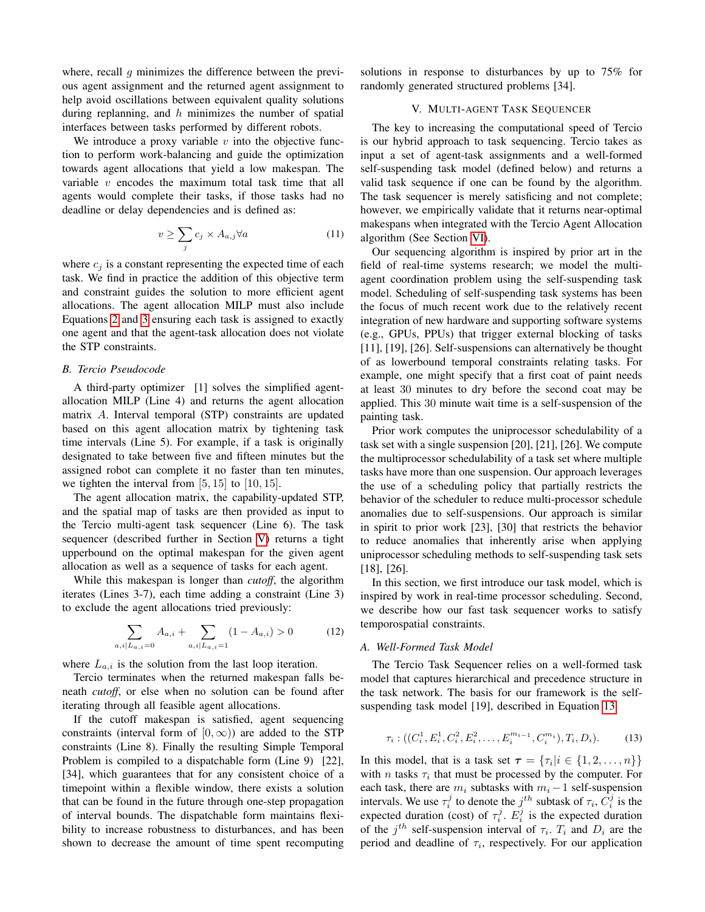where, recall $g$ minimizes the difference between the previous agent assignment and the returned agent assignment to help avoid oscillations between equivalent quality solutions during replanning, and $h$ minimizes the number of spatial interfaces between tasks performed by different robots.

We introduce a proxy variable $v$ into the objective function to perform work-balancing and guide the optimization towards agent allocations that yield a low makespan. The variable $v$ encodes the maximum total task time that all agents would complete their tasks, if those tasks had no deadline or delay dependencies and is defined as:

$$v \geq \sum_j c_j \times A_{a,j} \forall a \tag{11}$$

where $c_j$ is a constant representing the expected time of each task. We find in practice the addition of this objective term and constraint guides the solution to more efficient agent allocations. The agent allocation MILP must also include Equations 2 and 3 ensuring each task is assigned to exactly one agent and that the agent-task allocation does not violate the STP constraints.

### B. Tercio Pseudocode

A third-party optimizer [1] solves the simplified agent-allocation MILP (Line 4) and returns the agent allocation matrix $A$. Interval temporal (STP) constraints are updated based on this agent allocation matrix by tightening task time intervals (Line 5). For example, if a task is originally designated to take between five and fifteen minutes but the assigned robot can complete it no faster than ten minutes, we tighten the interval from $[5, 15]$ to $[10, 15]$.

The agent allocation matrix, the capability-updated STP, and the spatial map of tasks are then provided as input to the Tercio multi-agent task sequencer (Line 6). The task sequencer (described further in Section V) returns a tight upperbound on the optimal makespan for the given agent allocation as well as a sequence of tasks for each agent.

While this makespan is longer than *cutoff*, the algorithm iterates (Lines 3-7), each time adding a constraint (Line 3) to exclude the agent allocations tried previously:

$$\sum_{a,i|L_{a,i}=0} A_{a,i} + \sum_{a,i|L_{a,i}=1} (1 - A_{a,i}) > 0 \tag{12}$$

where $L_{a,i}$ is the solution from the last loop iteration.

Tercio terminates when the returned makespan falls beneath *cutoff*, or else when no solution can be found after iterating through all feasible agent allocations.

If the cutoff makespan is satisfied, agent sequencing constraints (interval form of $[0, \infty)$) are added to the STP constraints (Line 8). Finally the resulting Simple Temporal Problem is compiled to a dispatchable form (Line 9) [22], [34], which guarantees that for any consistent choice of a timepoint within a flexible window, there exists a solution that can be found in the future through one-step propagation of interval bounds. The dispatchable form maintains flexibility to increase robustness to disturbances, and has been shown to decrease the amount of time spent recomputing solutions in response to disturbances by up to 75% for randomly generated structured problems [34].

## V. Multi-agent Task Sequencer

The key to increasing the computational speed of Tercio is our hybrid approach to task sequencing. Tercio takes as input a set of agent-task assignments and a well-formed self-suspending task model (defined below) and returns a valid task sequence if one can be found by the algorithm. The task sequencer is merely satisficing and not complete; however, we empirically validate that it returns near-optimal makespans when integrated with the Tercio Agent Allocation algorithm (See Section VI).

Our sequencing algorithm is inspired by prior art in the field of real-time systems research; we model the multi-agent coordination problem using the self-suspending task model. Scheduling of self-suspending task systems has been the focus of much recent work due to the relatively recent integration of new hardware and supporting software systems (e.g., GPUs, PPUs) that trigger external blocking of tasks [11], [19], [26]. Self-suspensions can alternatively be thought of as lowerbound temporal constraints relating tasks. For example, one might specify that a first coat of paint needs at least 30 minutes to dry before the second coat may be applied. This 30 minute wait time is a self-suspension of the painting task.

Prior work computes the uniprocessor schedulability of a task set with a single suspension [20], [21], [26]. We compute the multiprocessor schedulability of a task set where multiple tasks have more than one suspension. Our approach leverages the use of a scheduling policy that partially restricts the behavior of the scheduler to reduce multi-processor schedule anomalies due to self-suspensions. Our approach is similar in spirit to prior work [23], [30] that restricts the behavior to reduce anomalies that inherently arise when applying uniprocessor scheduling methods to self-suspending task sets [18], [26].

In this section, we first introduce our task model, which is inspired by work in real-time processor scheduling. Second, we describe how our fast task sequencer works to satisfy temporospatial constraints.

### A. Well-Formed Task Model

The Tercio Task Sequencer relies on a well-formed task model that captures hierarchical and precedence structure in the task network. The basis for our framework is the self-suspending task model [19], described in Equation 13.

$$\tau_i : ((C_i^1, E_i^1, C_i^2, E_i^2, \ldots, E_i^{m_i - 1}, C_i^{m_i}), T_i, D_i). \tag{13}$$

In this model, that is a task set $\boldsymbol{\tau} = \{\tau_i | i \in \{1, 2, \ldots, n\}\}$ with $n$ tasks $\tau_i$ that must be processed by the computer. For each task, there are $m_i$ subtasks with $m_i - 1$ self-suspension intervals. We use $\tau_i^j$ to denote the $j^{th}$ subtask of $\tau_i$, $C_i^j$ is the expected duration (cost) of $\tau_i^j$. $E_i^j$ is the expected duration of the $j^{th}$ self-suspension interval of $\tau_i$. $T_i$ and $D_i$ are the period and deadline of $\tau_i$, respectively. For our application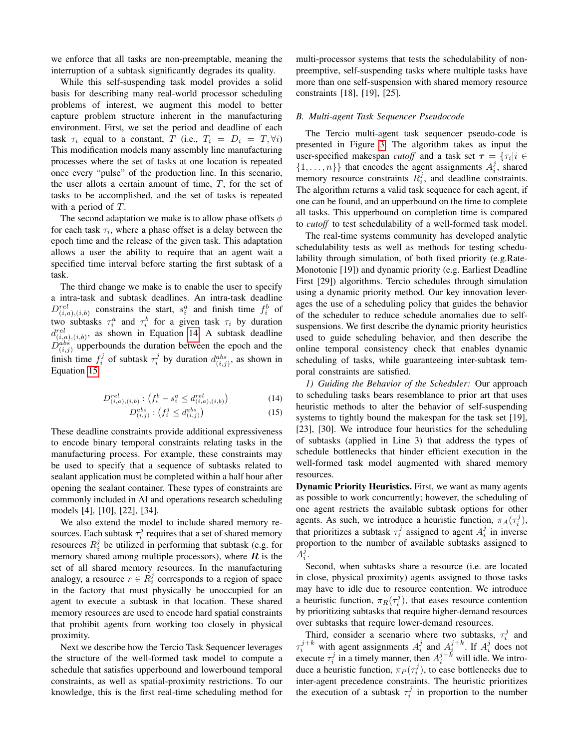we enforce that all tasks are non-preemptable, meaning the interruption of a subtask significantly degrades its quality.

While this self-suspending task model provides a solid basis for describing many real-world processor scheduling problems of interest, we augment this model to better capture problem structure inherent in the manufacturing environment. First, we set the period and deadline of each task $\tau_i$ equal to a constant, $T$ (i.e., $T_i = D_i = T, \forall i$) This modification models many assembly line manufacturing processes where the set of tasks at one location is repeated once every "pulse" of the production line. In this scenario, the user allots a certain amount of time, $T$, for the set of tasks to be accomplished, and the set of tasks is repeated with a period of $T$.

The second adaptation we make is to allow phase offsets $\phi$ for each task $\tau_i$, where a phase offset is a delay between the epoch time and the release of the given task. This adaptation allows a user the ability to require that an agent wait a specified time interval before starting the first subtask of a task.

The third change we make is to enable the user to specify an intra-task and subtask deadline. An intra-task deadline $D^{rel}_{(i,a),(i,b)}$ constrains the start, $s^a_i$ and finish time $f^b_i$ of two subtasks $\tau^a_i$ and $\tau^b_i$ for a given task $\tau_i$ by duration $d^{rel}_{(i,a),(i,b)}$, as shown in Equation 14. A subtask deadline $D^{abs}_{(i,j)}$ upperbounds the duration between the epoch and the finish time $f^j_i$ of subtask $\tau^j_i$ by duration $d^{abs}_{(i,j)}$, as shown in Equation 15.

$$D^{rel}_{(i,a),(i,b)} : \left(f^b_i - s^a_i \leq d^{rel}_{(i,a),(i,b)}\right) \tag{14}$$

$$D^{abs}_{(i,j)} : \left(f^j_i \leq d^{abs}_{(i,j)}\right) \tag{15}$$

These deadline constraints provide additional expressiveness to encode binary temporal constraints relating tasks in the manufacturing process. For example, these constraints may be used to specify that a sequence of subtasks related to sealant application must be completed within a half hour after opening the sealant container. These types of constraints are commonly included in AI and operations research scheduling models [4], [10], [22], [34].

We also extend the model to include shared memory resources. Each subtask $\tau^j_i$ requires that a set of shared memory resources $R^j_i$ be utilized in performing that subtask (e.g. for memory shared among multiple processors), where $\boldsymbol{R}$ is the set of all shared memory resources. In the manufacturing analogy, a resource $r \in R^j_i$ corresponds to a region of space in the factory that must physically be unoccupied for an agent to execute a subtask in that location. These shared memory resources are used to encode hard spatial constraints that prohibit agents from working too closely in physical proximity.

Next we describe how the Tercio Task Sequencer leverages the structure of the well-formed task model to compute a schedule that satisfies upperbound and lowerbound temporal constraints, as well as spatial-proximity restrictions. To our knowledge, this is the first real-time scheduling method for multi-processor systems that tests the schedulability of non-preemptive, self-suspending tasks where multiple tasks have more than one self-suspension with shared memory resource constraints [18], [19], [25].

### B. Multi-agent Task Sequencer Pseudocode

The Tercio multi-agent task sequencer pseudo-code is presented in Figure 3. The algorithm takes as input the user-specified makespan *cutoff* and a task set $\boldsymbol{\tau} = \{\tau_i | i \in \{1, \dots, n\}\}$ that encodes the agent assignments $A^j_i$, shared memory resource constraints $R^j_i$, and deadline constraints. The algorithm returns a valid task sequence for each agent, if one can be found, and an upperbound on the time to complete all tasks. This upperbound on completion time is compared to *cutoff* to test schedulability of a well-formed task model.

The real-time systems community has developed analytic schedulability tests as well as methods for testing schedulability through simulation, of both fixed priority (e.g.Rate-Monotonic [19]) and dynamic priority (e.g. Earliest Deadline First [29]) algorithms. Tercio schedules through simulation using a dynamic priority method. Our key innovation leverages the use of a scheduling policy that guides the behavior of the scheduler to reduce schedule anomalies due to self-suspensions. We first describe the dynamic priority heuristics used to guide scheduling behavior, and then describe the online temporal consistency check that enables dynamic scheduling of tasks, while guaranteeing inter-subtask temporal constraints are satisfied.

*1) Guiding the Behavior of the Scheduler:* Our approach to scheduling tasks bears resemblance to prior art that uses heuristic methods to alter the behavior of self-suspending systems to tightly bound the makespan for the task set [19], [23], [30]. We introduce four heuristics for the scheduling of subtasks (applied in Line 3) that address the types of schedule bottlenecks that hinder efficient execution in the well-formed task model augmented with shared memory resources.

**Dynamic Priority Heuristics.** First, we want as many agents as possible to work concurrently; however, the scheduling of one agent restricts the available subtask options for other agents. As such, we introduce a heuristic function, $\pi_A(\tau^j_i)$, that prioritizes a subtask $\tau^j_i$ assigned to agent $A^j_i$ in inverse proportion to the number of available subtasks assigned to $A^j_i$.

Second, when subtasks share a resource (i.e. are located in close, physical proximity) agents assigned to those tasks may have to idle due to resource contention. We introduce a heuristic function, $\pi_R(\tau^j_i)$, that eases resource contention by prioritizing subtasks that require higher-demand resources over subtasks that require lower-demand resources.

Third, consider a scenario where two subtasks, $\tau^j_i$ and $\tau^{j+k}_i$ with agent assignments $A^j_i$ and $A^{j+k}_i$. If $A^j_i$ does not execute $\tau^j_i$ in a timely manner, then $A^{j+k}_i$ will idle. We introduce a heuristic function, $\pi_P(\tau^j_i)$, to ease bottlenecks due to inter-agent precedence constraints. The heuristic prioritizes the execution of a subtask $\tau^j_i$ in proportion to the number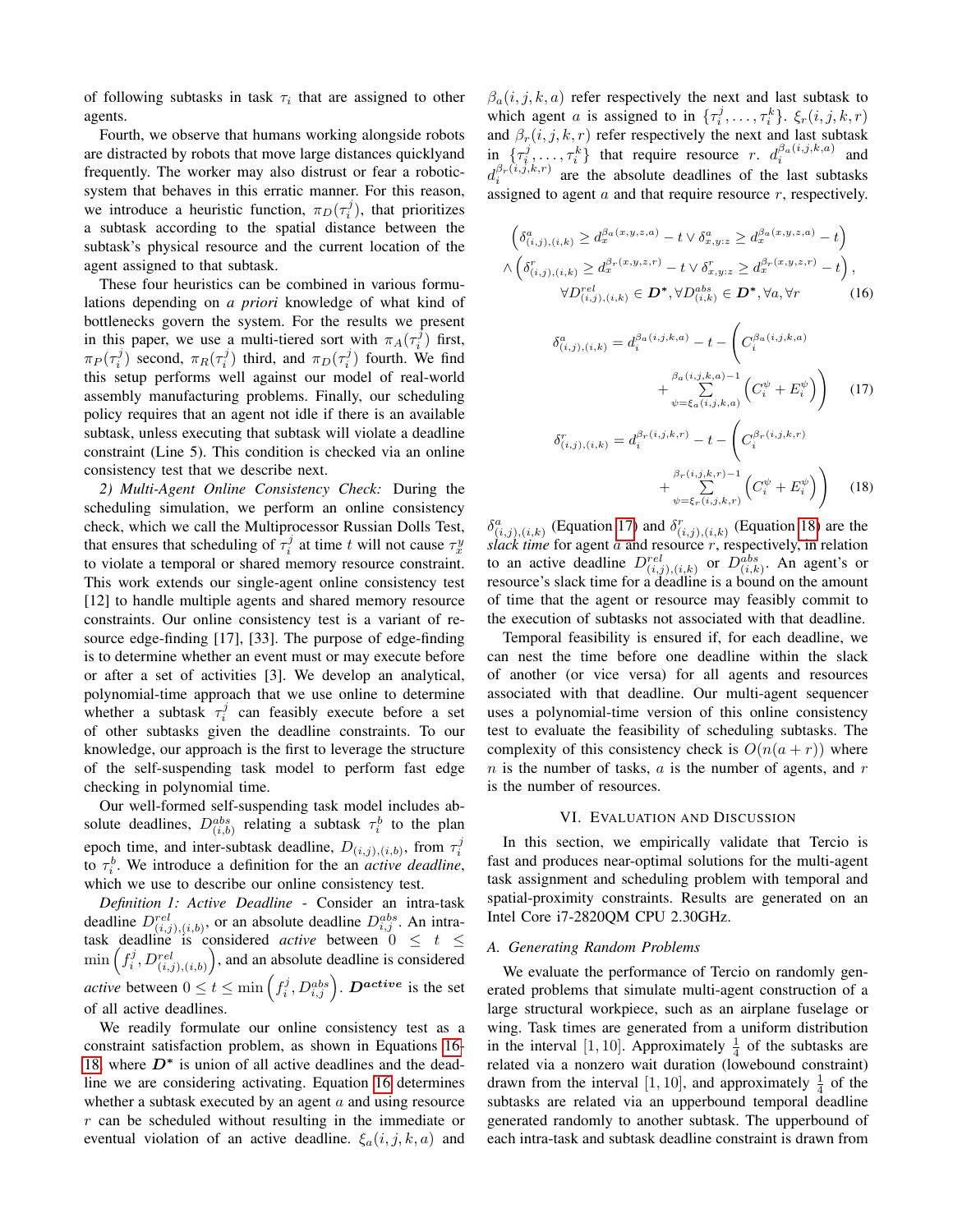of following subtasks in task $\tau_i$ that are assigned to other agents.

Fourth, we observe that humans working alongside robots are distracted by robots that move large distances quicklyand frequently. The worker may also distrust or fear a robotic-system that behaves in this erratic manner. For this reason, we introduce a heuristic function, $\pi_D(\tau_i^j)$, that prioritizes a subtask according to the spatial distance between the subtask's physical resource and the current location of the agent assigned to that subtask.

These four heuristics can be combined in various formulations depending on *a priori* knowledge of what kind of bottlenecks govern the system. For the results we present in this paper, we use a multi-tiered sort with $\pi_A(\tau_i^j)$ first, $\pi_P(\tau_i^j)$ second, $\pi_R(\tau_i^j)$ third, and $\pi_D(\tau_i^j)$ fourth. We find this setup performs well against our model of real-world assembly manufacturing problems. Finally, our scheduling policy requires that an agent not idle if there is an available subtask, unless executing that subtask will violate a deadline constraint (Line 5). This condition is checked via an online consistency test that we describe next.

*2) Multi-Agent Online Consistency Check:* During the scheduling simulation, we perform an online consistency check, which we call the Multiprocessor Russian Dolls Test, that ensures that scheduling of $\tau_i^j$ at time $t$ will not cause $\tau_x^y$ to violate a temporal or shared memory resource constraint. This work extends our single-agent online consistency test [12] to handle multiple agents and shared memory resource constraints. Our online consistency test is a variant of resource edge-finding [17], [33]. The purpose of edge-finding is to determine whether an event must or may execute before or after a set of activities [3]. We develop an analytical, polynomial-time approach that we use online to determine whether a subtask $\tau_i^j$ can feasibly execute before a set of other subtasks given the deadline constraints. To our knowledge, our approach is the first to leverage the structure of the self-suspending task model to perform fast edge checking in polynomial time.

Our well-formed self-suspending task model includes absolute deadlines, $D_{(i,b)}^{abs}$ relating a subtask $\tau_i^b$ to the plan epoch time, and inter-subtask deadline, $D_{(i,j),(i,b)}$, from $\tau_i^j$ to $\tau_i^b$. We introduce a definition for the an *active deadline*, which we use to describe our online consistency test.

*Definition 1: Active Deadline* - Consider an intra-task deadline $D_{(i,j),(i,b)}^{rel}$, or an absolute deadline $D_{i,j}^{abs}$. An intra-task deadline is considered *active* between $0 \leq t \leq \min\left(f_i^j, D_{(i,j),(i,b)}^{rel}\right)$, and an absolute deadline is considered *active* between $0 \leq t \leq \min\left(f_i^j, D_{i,j}^{abs}\right)$. $\boldsymbol{D^{active}}$ is the set of all active deadlines.

We readily formulate our online consistency test as a constraint satisfaction problem, as shown in Equations 16-18, where $\boldsymbol{D^*}$ is union of all active deadlines and the deadline we are considering activating. Equation 16 determines whether a subtask executed by an agent $a$ and using resource $r$ can be scheduled without resulting in the immediate or eventual violation of an active deadline. $\xi_a(i,j,k,a)$ and $\beta_a(i,j,k,a)$ refer respectively the next and last subtask to which agent $a$ is assigned to in $\{\tau_i^j, \ldots, \tau_i^k\}$. $\xi_r(i,j,k,r)$ and $\beta_r(i,j,k,r)$ refer respectively the next and last subtask in $\{\tau_i^j, \ldots, \tau_i^k\}$ that require resource $r$. $d_i^{\beta_a(i,j,k,a)}$ and $d_i^{\beta_r(i,j,k,r)}$ are the absolute deadlines of the last subtasks assigned to agent $a$ and that require resource $r$, respectively.

$$
\begin{aligned}
&\left(\delta^a_{(i,j),(i,k)} \geq d_x^{\beta_a(x,y,z,a)} - t \vee \delta^a_{x,y:z} \geq d_x^{\beta_a(x,y,z,a)} - t\right) \\
&\wedge \left(\delta^r_{(i,j),(i,k)} \geq d_x^{\beta_r(x,y,z,r)} - t \vee \delta^r_{x,y:z} \geq d_x^{\beta_r(x,y,z,r)} - t\right), \\
&\qquad \forall D^{rel}_{(i,j),(i,k)} \in \boldsymbol{D^*}, \forall D^{abs}_{(i,k)} \in \boldsymbol{D^*}, \forall a, \forall r
\end{aligned} \tag{16}
$$

$$
\delta^a_{(i,j),(i,k)} = d_i^{\beta_a(i,j,k,a)} - t - \left(C_i^{\beta_a(i,j,k,a)} + \sum_{\psi=\xi_a(i,j,k,a)}^{\beta_a(i,j,k,a)-1} \left(C_i^{\psi} + E_i^{\psi}\right)\right) \tag{17}
$$

$$
\delta^r_{(i,j),(i,k)} = d_i^{\beta_r(i,j,k,r)} - t - \left(C_i^{\beta_r(i,j,k,r)} + \sum_{\psi=\xi_r(i,j,k,r)}^{\beta_r(i,j,k,r)-1} \left(C_i^{\psi} + E_i^{\psi}\right)\right) \tag{18}
$$

$\delta^a_{(i,j),(i,k)}$ (Equation 17) and $\delta^r_{(i,j),(i,k)}$ (Equation 18) are the *slack time* for agent $a$ and resource $r$, respectively, in relation to an active deadline $D^{rel}_{(i,j),(i,k)}$ or $D^{abs}_{(i,k)}$. An agent's or resource's slack time for a deadline is a bound on the amount of time that the agent or resource may feasibly commit to the execution of subtasks not associated with that deadline.

Temporal feasibility is ensured if, for each deadline, we can nest the time before one deadline within the slack of another (or vice versa) for all agents and resources associated with that deadline. Our multi-agent sequencer uses a polynomial-time version of this online consistency test to evaluate the feasibility of scheduling subtasks. The complexity of this consistency check is $O(n(a+r))$ where $n$ is the number of tasks, $a$ is the number of agents, and $r$ is the number of resources.

## VI. Evaluation and Discussion

In this section, we empirically validate that Tercio is fast and produces near-optimal solutions for the multi-agent task assignment and scheduling problem with temporal and spatial-proximity constraints. Results are generated on an Intel Core i7-2820QM CPU 2.30GHz.

### A. Generating Random Problems

We evaluate the performance of Tercio on randomly generated problems that simulate multi-agent construction of a large structural workpiece, such as an airplane fuselage or wing. Task times are generated from a uniform distribution in the interval $[1, 10]$. Approximately $\frac{1}{4}$ of the subtasks are related via a nonzero wait duration (lowebound constraint) drawn from the interval $[1, 10]$, and approximately $\frac{1}{4}$ of the subtasks are related via an upperbound temporal deadline generated randomly to another subtask. The upperbound of each intra-task and subtask deadline constraint is drawn from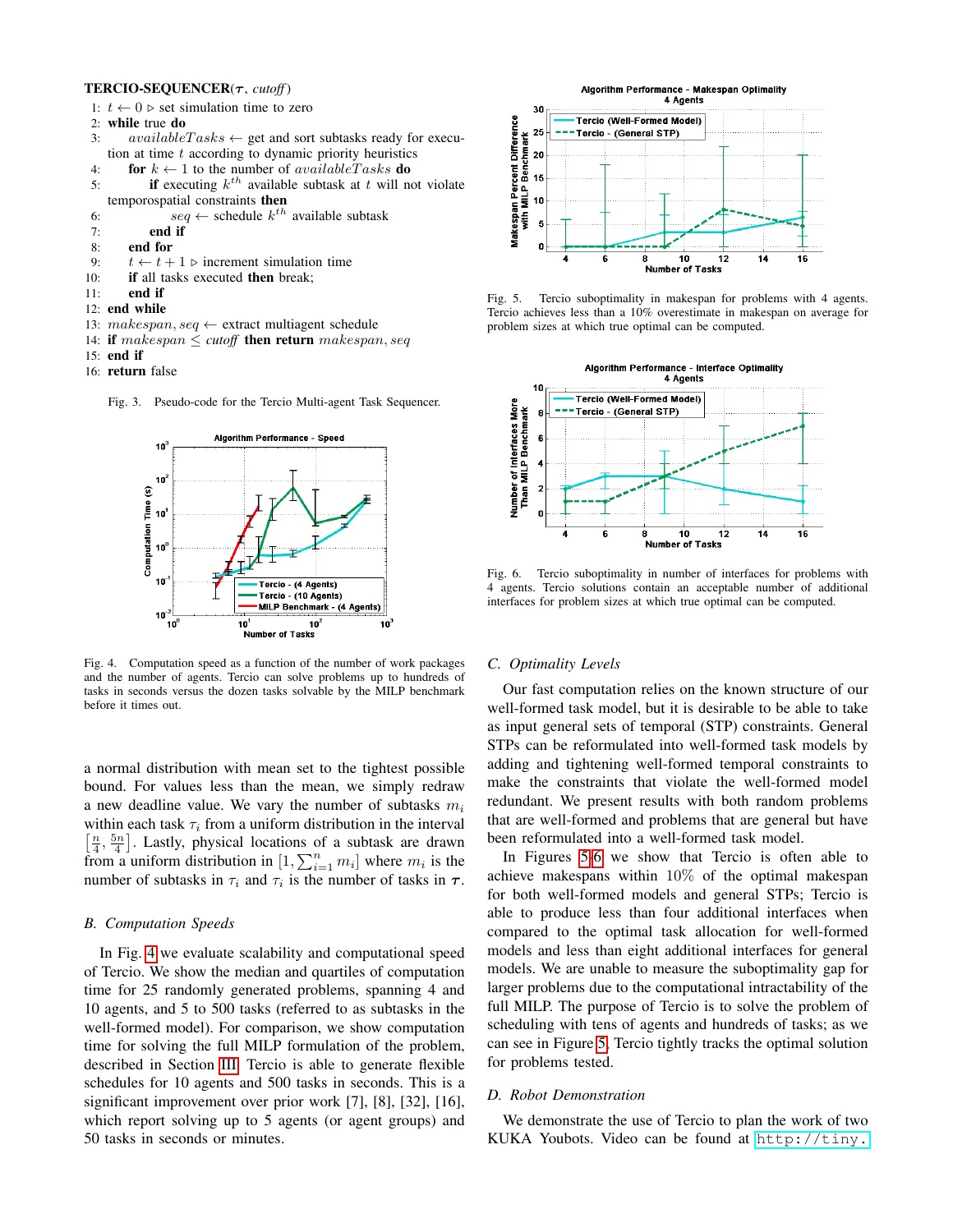**TERCIO-SEQUENCER**($\boldsymbol{\tau}$, *cutoff*)

```
1:  t ← 0 ▷ set simulation time to zero
2:  while true do
3:      availableTasks ← get and sort subtasks ready for execution at time t according to dynamic priority heuristics
4:      for k ← 1 to the number of availableTasks do
5:          if executing k^th available subtask at t will not violate temporospatial constraints then
6:              seq ← schedule k^th available subtask
7:          end if
8:      end for
9:      t ← t + 1 ▷ increment simulation time
10:     if all tasks executed then break;
11:     end if
12: end while
13: makespan, seq ← extract multiagent schedule
14: if makespan ≤ cutoff then return makespan, seq
15: end if
16: return false
```

Fig. 3. Pseudo-code for the Tercio Multi-agent Task Sequencer.

Fig. 4. Computation speed as a function of the number of work packages and the number of agents. Tercio can solve problems up to hundreds of tasks in seconds versus the dozen tasks solvable by the MILP benchmark before it times out.

a normal distribution with mean set to the tightest possible bound. For values less than the mean, we simply redraw a new deadline value. We vary the number of subtasks $m_i$ within each task $\tau_i$ from a uniform distribution in the interval $\left[\frac{n}{4}, \frac{5n}{4}\right]$. Lastly, physical locations of a subtask are drawn from a uniform distribution in $[1, \sum_{i=1}^{n} m_i]$ where $m_i$ is the number of subtasks in $\tau_i$ and $\tau_i$ is the number of tasks in $\boldsymbol{\tau}$.

### B. Computation Speeds

In Fig. 4 we evaluate scalability and computational speed of Tercio. We show the median and quartiles of computation time for 25 randomly generated problems, spanning 4 and 10 agents, and 5 to 500 tasks (referred to as subtasks in the well-formed model). For comparison, we show computation time for solving the full MILP formulation of the problem, described in Section III. Tercio is able to generate flexible schedules for 10 agents and 500 tasks in seconds. This is a significant improvement over prior work [7], [8], [32], [16], which report solving up to 5 agents (or agent groups) and 50 tasks in seconds or minutes.

Fig. 5. Tercio suboptimality in makespan for problems with 4 agents. Tercio achieves less than a 10% overestimate in makespan on average for problem sizes at which true optimal can be computed.

Fig. 6. Tercio suboptimality in number of interfaces for problems with 4 agents. Tercio solutions contain an acceptable number of additional interfaces for problem sizes at which true optimal can be computed.

### C. Optimality Levels

Our fast computation relies on the known structure of our well-formed task model, but it is desirable to be able to take as input general sets of temporal (STP) constraints. General STPs can be reformulated into well-formed task models by adding and tightening well-formed temporal constraints to make the constraints that violate the well-formed model redundant. We present results with both random problems that are well-formed and problems that are general but have been reformulated into a well-formed task model.

In Figures 5-6 we show that Tercio is often able to achieve makespans within 10% of the optimal makespan for both well-formed models and general STPs; Tercio is able to produce less than four additional interfaces when compared to the optimal task allocation for well-formed models and less than eight additional interfaces for general models. We are unable to measure the suboptimality gap for larger problems due to the computational intractability of the full MILP. The purpose of Tercio is to solve the problem of scheduling with tens of agents and hundreds of tasks; as we can see in Figure 5, Tercio tightly tracks the optimal solution for problems tested.

### D. Robot Demonstration

We demonstrate the use of Tercio to plan the work of two KUKA Youbots. Video can be found at `http://tiny.`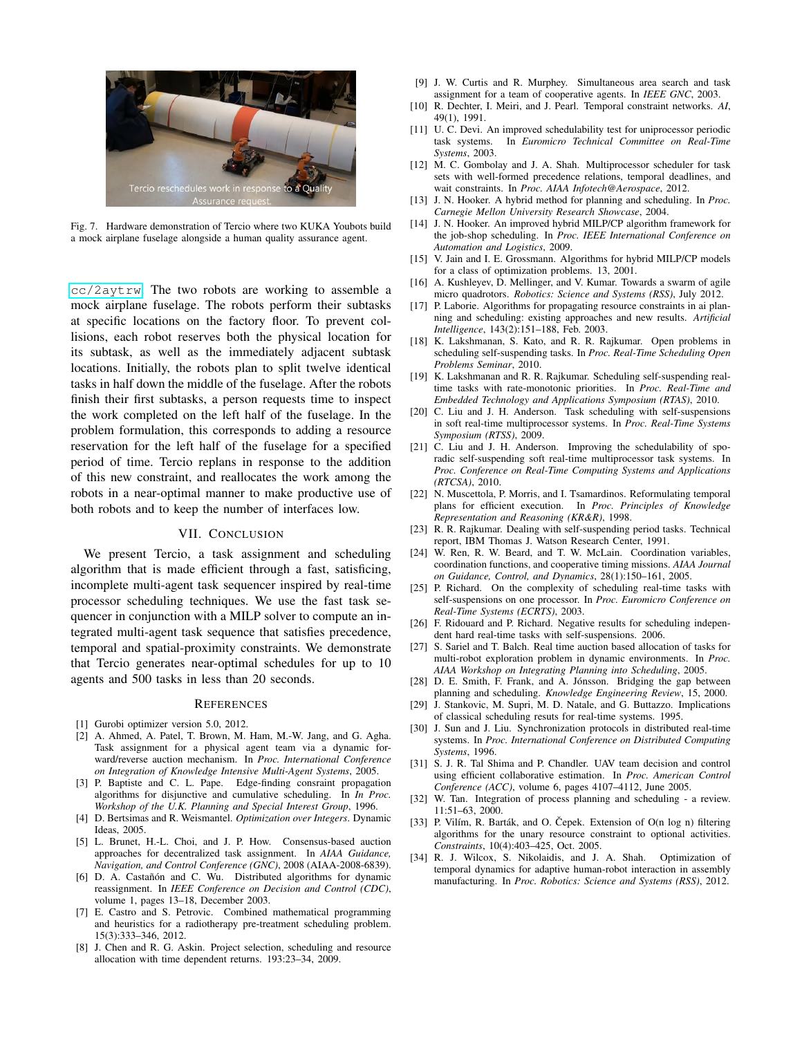Fig. 7. Hardware demonstration of Tercio where two KUKA Youbots build a mock airplane fuselage alongside a human quality assurance agent.

cc/2aytrw The two robots are working to assemble a mock airplane fuselage. The robots perform their subtasks at specific locations on the factory floor. To prevent collisions, each robot reserves both the physical location for its subtask, as well as the immediately adjacent subtask locations. Initially, the robots plan to split twelve identical tasks in half down the middle of the fuselage. After the robots finish their first subtasks, a person requests time to inspect the work completed on the left half of the fuselage. In the problem formulation, this corresponds to adding a resource reservation for the left half of the fuselage for a specified period of time. Tercio replans in response to the addition of this new constraint, and reallocates the work among the robots in a near-optimal manner to make productive use of both robots and to keep the number of interfaces low.

## VII. Conclusion

We present Tercio, a task assignment and scheduling algorithm that is made efficient through a fast, satisficing, incomplete multi-agent task sequencer inspired by real-time processor scheduling techniques. We use the fast task sequencer in conjunction with a MILP solver to compute an integrated multi-agent task sequence that satisfies precedence, temporal and spatial-proximity constraints. We demonstrate that Tercio generates near-optimal schedules for up to 10 agents and 500 tasks in less than 20 seconds.

## References

[1] Gurobi optimizer version 5.0, 2012.

[2] A. Ahmed, A. Patel, T. Brown, M. Ham, M.-W. Jang, and G. Agha. Task assignment for a physical agent team via a dynamic forward/reverse auction mechanism. In *Proc. International Conference on Integration of Knowledge Intensive Multi-Agent Systems*, 2005.

[3] P. Baptiste and C. L. Pape. Edge-finding consraint propagation algorithms for disjunctive and cumulative scheduling. In *In Proc. Workshop of the U.K. Planning and Special Interest Group*, 1996.

[4] D. Bertsimas and R. Weismantel. *Optimization over Integers*. Dynamic Ideas, 2005.

[5] L. Brunet, H.-L. Choi, and J. P. How. Consensus-based auction approaches for decentralized task assignment. In *AIAA Guidance, Navigation, and Control Conference (GNC)*, 2008 (AIAA-2008-6839).

[6] D. A. Castañón and C. Wu. Distributed algorithms for dynamic reassignment. In *IEEE Conference on Decision and Control (CDC)*, volume 1, pages 13–18, December 2003.

[7] E. Castro and S. Petrovic. Combined mathematical programming and heuristics for a radiotherapy pre-treatment scheduling problem. 15(3):333–346, 2012.

[8] J. Chen and R. G. Askin. Project selection, scheduling and resource allocation with time dependent returns. 193:23–34, 2009.

[9] J. W. Curtis and R. Murphey. Simultaneous area search and task assignment for a team of cooperative agents. In *IEEE GNC*, 2003.

[10] R. Dechter, I. Meiri, and J. Pearl. Temporal constraint networks. *AI*, 49(1), 1991.

[11] U. C. Devi. An improved schedulability test for uniprocessor periodic task systems. In *Euromicro Technical Committee on Real-Time Systems*, 2003.

[12] M. C. Gombolay and J. A. Shah. Multiprocessor scheduler for task sets with well-formed precedence relations, temporal deadlines, and wait constraints. In *Proc. AIAA Infotech@Aerospace*, 2012.

[13] J. N. Hooker. A hybrid method for planning and scheduling. In *Proc. Carnegie Mellon University Research Showcase*, 2004.

[14] J. N. Hooker. An improved hybrid MILP/CP algorithm framework for the job-shop scheduling. In *Proc. IEEE International Conference on Automation and Logistics*, 2009.

[15] V. Jain and I. E. Grossmann. Algorithms for hybrid MILP/CP models for a class of optimization problems. 13, 2001.

[16] A. Kushleyev, D. Mellinger, and V. Kumar. Towards a swarm of agile micro quadrotors. *Robotics: Science and Systems (RSS)*, July 2012.

[17] P. Laborie. Algorithms for propagating resource constraints in ai planning and scheduling: existing approaches and new results. *Artificial Intelligence*, 143(2):151–188, Feb. 2003.

[18] K. Lakshmanan, S. Kato, and R. R. Rajkumar. Open problems in scheduling self-suspending tasks. In *Proc. Real-Time Scheduling Open Problems Seminar*, 2010.

[19] K. Lakshmanan and R. R. Rajkumar. Scheduling self-suspending real-time tasks with rate-monotonic priorities. In *Proc. Real-Time and Embedded Technology and Applications Symposium (RTAS)*, 2010.

[20] C. Liu and J. H. Anderson. Task scheduling with self-suspensions in soft real-time multiprocessor systems. In *Proc. Real-Time Systems Symposium (RTSS)*, 2009.

[21] C. Liu and J. H. Anderson. Improving the schedulability of sporadic self-suspending soft real-time multiprocessor task systems. In *Proc. Conference on Real-Time Computing Systems and Applications (RTCSA)*, 2010.

[22] N. Muscettola, P. Morris, and I. Tsamardinos. Reformulating temporal plans for efficient execution. In *Proc. Principles of Knowledge Representation and Reasoning (KR&R)*, 1998.

[23] R. R. Rajkumar. Dealing with self-suspending period tasks. Technical report, IBM Thomas J. Watson Research Center, 1991.

[24] W. Ren, R. W. Beard, and T. W. McLain. Coordination variables, coordination functions, and cooperative timing missions. *AIAA Journal on Guidance, Control, and Dynamics*, 28(1):150–161, 2005.

[25] P. Richard. On the complexity of scheduling real-time tasks with self-suspensions on one processor. In *Proc. Euromicro Conference on Real-Time Systems (ECRTS)*, 2003.

[26] F. Ridouard and P. Richard. Negative results for scheduling independent hard real-time tasks with self-suspensions. 2006.

[27] S. Sariel and T. Balch. Real time auction based allocation of tasks for multi-robot exploration problem in dynamic environments. In *Proc. AIAA Workshop on Integrating Planning into Scheduling*, 2005.

[28] D. E. Smith, F. Frank, and A. Jónsson. Bridging the gap between planning and scheduling. *Knowledge Engineering Review*, 15, 2000.

[29] J. Stankovic, M. Supri, M. D. Natale, and G. Buttazzo. Implications of classical scheduling resuts for real-time systems. 1995.

[30] J. Sun and J. Liu. Synchronization protocols in distributed real-time systems. In *Proc. International Conference on Distributed Computing Systems*, 1996.

[31] S. J. R. Tal Shima and P. Chandler. UAV team decision and control using efficient collaborative estimation. In *Proc. American Control Conference (ACC)*, volume 6, pages 4107–4112, June 2005.

[32] W. Tan. Integration of process planning and scheduling - a review. 11:51–63, 2000.

[33] P. Vilím, R. Barták, and O. Čepek. Extension of O(n log n) filtering algorithms for the unary resource constraint to optional activities. *Constraints*, 10(4):403–425, Oct. 2005.

[34] R. J. Wilcox, S. Nikolaidis, and J. A. Shah. Optimization of temporal dynamics for adaptive human-robot interaction in assembly manufacturing. In *Proc. Robotics: Science and Systems (RSS)*, 2012.